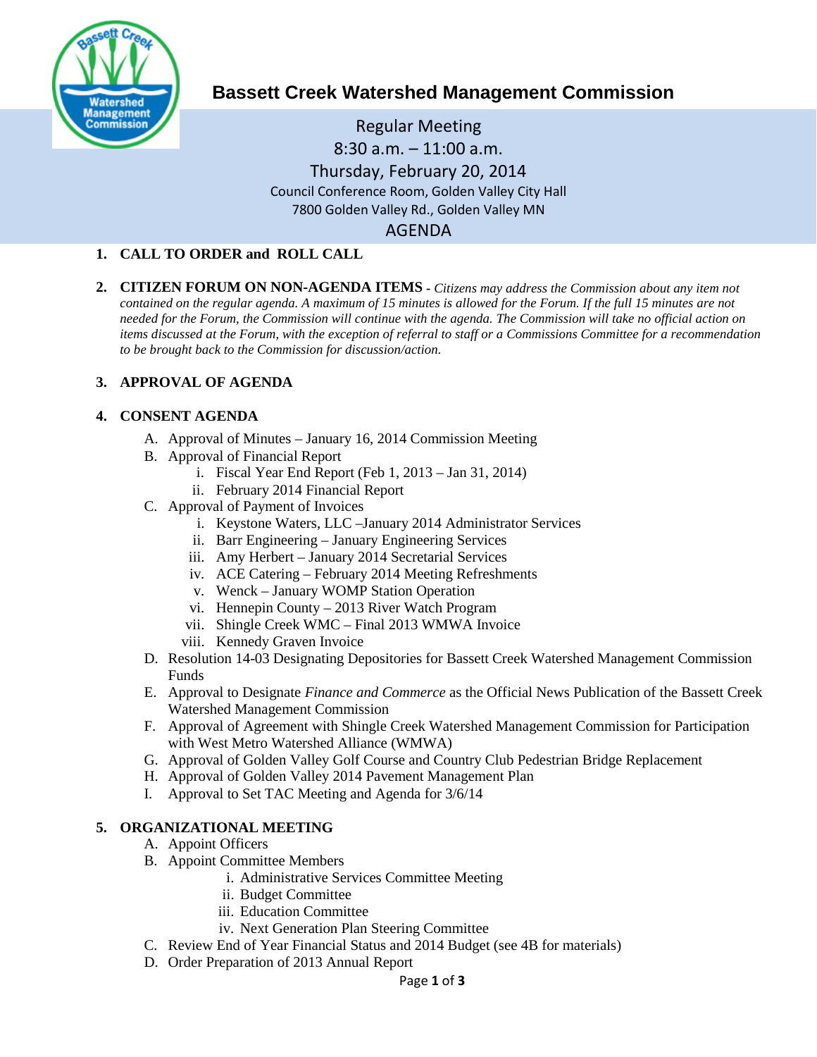# Bassett Creek Watershed Management Commission

Regular Meeting
8:30 a.m. – 11:00 a.m.
Thursday, February 20, 2014
Council Conference Room, Golden Valley City Hall
7800 Golden Valley Rd., Golden Valley MN

AGENDA

1. **CALL TO ORDER and ROLL CALL**

2. **CITIZEN FORUM ON NON-AGENDA ITEMS -** *Citizens may address the Commission about any item not contained on the regular agenda. A maximum of 15 minutes is allowed for the Forum. If the full 15 minutes are not needed for the Forum, the Commission will continue with the agenda. The Commission will take no official action on items discussed at the Forum, with the exception of referral to staff or a Commissions Committee for a recommendation to be brought back to the Commission for discussion/action.*

3. **APPROVAL OF AGENDA**

4. **CONSENT AGENDA**
   - A. Approval of Minutes – January 16, 2014 Commission Meeting
   - B. Approval of Financial Report
     - i. Fiscal Year End Report (Feb 1, 2013 – Jan 31, 2014)
     - ii. February 2014 Financial Report
   - C. Approval of Payment of Invoices
     - i. Keystone Waters, LLC –January 2014 Administrator Services
     - ii. Barr Engineering – January Engineering Services
     - iii. Amy Herbert – January 2014 Secretarial Services
     - iv. ACE Catering – February 2014 Meeting Refreshments
     - v. Wenck – January WOMP Station Operation
     - vi. Hennepin County – 2013 River Watch Program
     - vii. Shingle Creek WMC – Final 2013 WMWA Invoice
     - viii. Kennedy Graven Invoice
   - D. Resolution 14-03 Designating Depositories for Bassett Creek Watershed Management Commission Funds
   - E. Approval to Designate *Finance and Commerce* as the Official News Publication of the Bassett Creek Watershed Management Commission
   - F. Approval of Agreement with Shingle Creek Watershed Management Commission for Participation with West Metro Watershed Alliance (WMWA)
   - G. Approval of Golden Valley Golf Course and Country Club Pedestrian Bridge Replacement
   - H. Approval of Golden Valley 2014 Pavement Management Plan
   - I. Approval to Set TAC Meeting and Agenda for 3/6/14

5. **ORGANIZATIONAL MEETING**
   - A. Appoint Officers
   - B. Appoint Committee Members
     - i. Administrative Services Committee Meeting
     - ii. Budget Committee
     - iii. Education Committee
     - iv. Next Generation Plan Steering Committee
   - C. Review End of Year Financial Status and 2014 Budget (see 4B for materials)
   - D. Order Preparation of 2013 Annual Report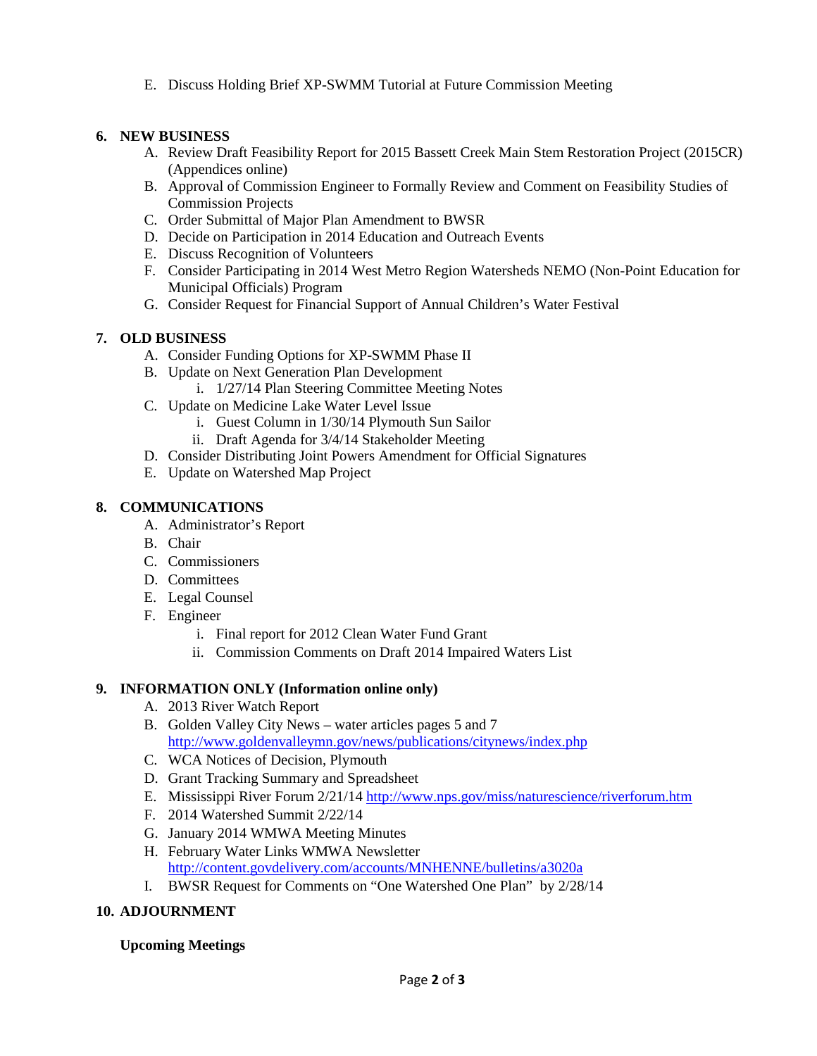E. Discuss Holding Brief XP-SWMM Tutorial at Future Commission Meeting

**6. NEW BUSINESS**

A. Review Draft Feasibility Report for 2015 Bassett Creek Main Stem Restoration Project (2015CR) (Appendices online)
B. Approval of Commission Engineer to Formally Review and Comment on Feasibility Studies of Commission Projects
C. Order Submittal of Major Plan Amendment to BWSR
D. Decide on Participation in 2014 Education and Outreach Events
E. Discuss Recognition of Volunteers
F. Consider Participating in 2014 West Metro Region Watersheds NEMO (Non-Point Education for Municipal Officials) Program
G. Consider Request for Financial Support of Annual Children's Water Festival

**7. OLD BUSINESS**

A. Consider Funding Options for XP-SWMM Phase II
B. Update on Next Generation Plan Development
   i. 1/27/14 Plan Steering Committee Meeting Notes
C. Update on Medicine Lake Water Level Issue
   i. Guest Column in 1/30/14 Plymouth Sun Sailor
   ii. Draft Agenda for 3/4/14 Stakeholder Meeting
D. Consider Distributing Joint Powers Amendment for Official Signatures
E. Update on Watershed Map Project

**8. COMMUNICATIONS**

A. Administrator's Report
B. Chair
C. Commissioners
D. Committees
E. Legal Counsel
F. Engineer
   i. Final report for 2012 Clean Water Fund Grant
   ii. Commission Comments on Draft 2014 Impaired Waters List

**9. INFORMATION ONLY (Information online only)**

A. 2013 River Watch Report
B. Golden Valley City News – water articles pages 5 and 7 http://www.goldenvalleymn.gov/news/publications/citynews/index.php
C. WCA Notices of Decision, Plymouth
D. Grant Tracking Summary and Spreadsheet
E. Mississippi River Forum 2/21/14 http://www.nps.gov/miss/naturescience/riverforum.htm
F. 2014 Watershed Summit 2/22/14
G. January 2014 WMWA Meeting Minutes
H. February Water Links WMWA Newsletter http://content.govdelivery.com/accounts/MNHENNE/bulletins/a3020a
I. BWSR Request for Comments on "One Watershed One Plan" by 2/28/14

**10. ADJOURNMENT**

**Upcoming Meetings**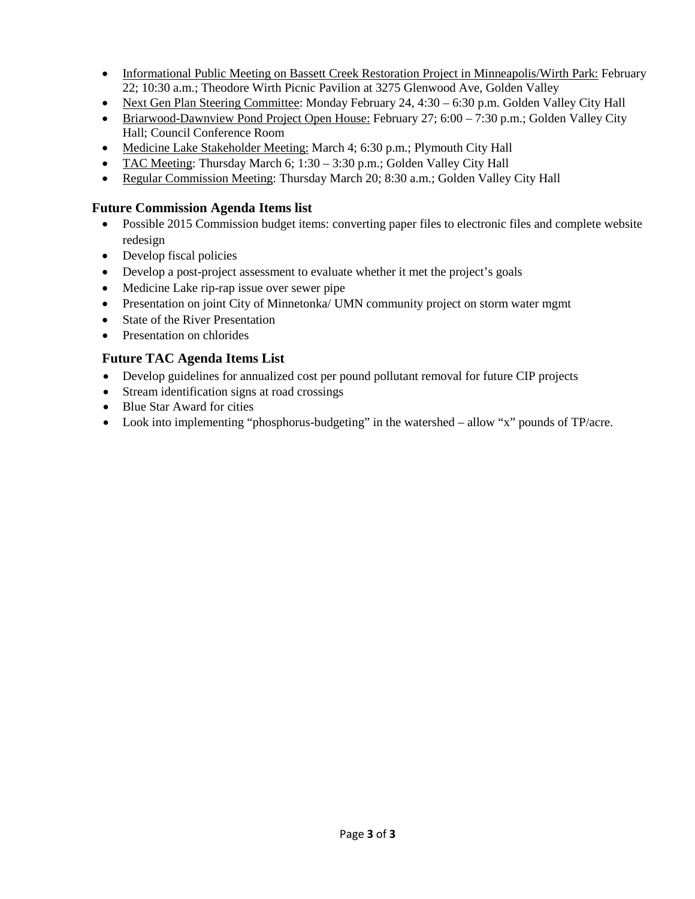- Informational Public Meeting on Bassett Creek Restoration Project in Minneapolis/Wirth Park: February 22; 10:30 a.m.; Theodore Wirth Picnic Pavilion at 3275 Glenwood Ave, Golden Valley
- Next Gen Plan Steering Committee: Monday February 24, 4:30 – 6:30 p.m. Golden Valley City Hall
- Briarwood-Dawnview Pond Project Open House: February 27; 6:00 – 7:30 p.m.; Golden Valley City Hall; Council Conference Room
- Medicine Lake Stakeholder Meeting: March 4; 6:30 p.m.; Plymouth City Hall
- TAC Meeting: Thursday March 6; 1:30 – 3:30 p.m.; Golden Valley City Hall
- Regular Commission Meeting: Thursday March 20; 8:30 a.m.; Golden Valley City Hall

### Future Commission Agenda Items list

- Possible 2015 Commission budget items: converting paper files to electronic files and complete website redesign
- Develop fiscal policies
- Develop a post-project assessment to evaluate whether it met the project's goals
- Medicine Lake rip-rap issue over sewer pipe
- Presentation on joint City of Minnetonka/ UMN community project on storm water mgmt
- State of the River Presentation
- Presentation on chlorides

### Future TAC Agenda Items List

- Develop guidelines for annualized cost per pound pollutant removal for future CIP projects
- Stream identification signs at road crossings
- Blue Star Award for cities
- Look into implementing "phosphorus-budgeting" in the watershed – allow "x" pounds of TP/acre.